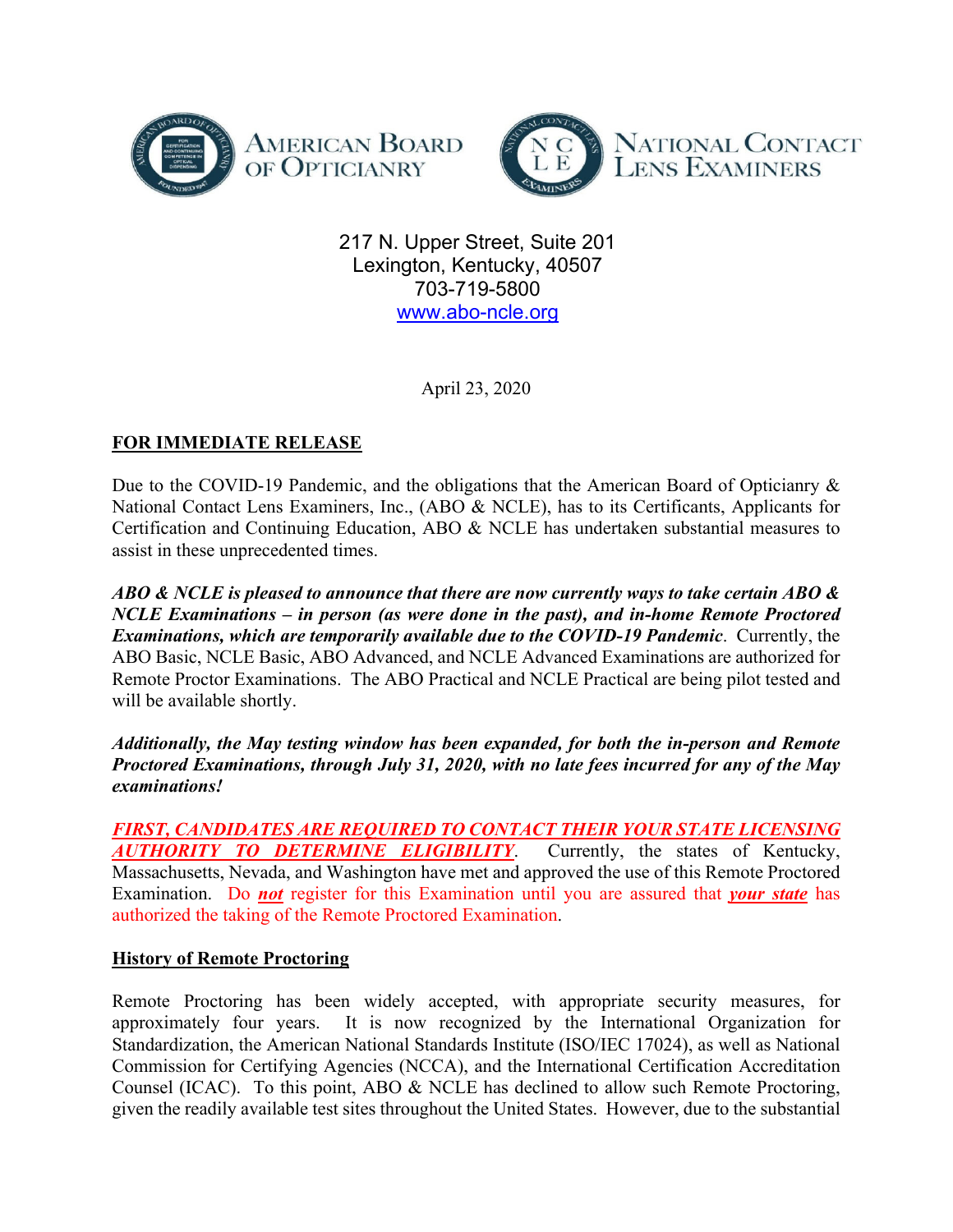AMERICAN BOARD OF OPTICIANRY

NATIONAL CONTACT LENS EXAMINERS

217 N. Upper Street, Suite 201
Lexington, Kentucky, 40507
703-719-5800
www.abo-ncle.org

April 23, 2020

**FOR IMMEDIATE RELEASE**

Due to the COVID-19 Pandemic, and the obligations that the American Board of Opticianry & National Contact Lens Examiners, Inc., (ABO & NCLE), has to its Certificants, Applicants for Certification and Continuing Education, ABO & NCLE has undertaken substantial measures to assist in these unprecedented times.

***ABO & NCLE is pleased to announce that there are now currently ways to take certain ABO & NCLE Examinations – in person (as were done in the past), and in-home Remote Proctored Examinations, which are temporarily available due to the COVID-19 Pandemic***. Currently, the ABO Basic, NCLE Basic, ABO Advanced, and NCLE Advanced Examinations are authorized for Remote Proctor Examinations. The ABO Practical and NCLE Practical are being pilot tested and will be available shortly.

***Additionally, the May testing window has been expanded, for both the in-person and Remote Proctored Examinations, through July 31, 2020, with no late fees incurred for any of the May examinations!***

***FIRST, CANDIDATES ARE REQUIRED TO CONTACT THEIR YOUR STATE LICENSING AUTHORITY TO DETERMINE ELIGIBILITY***. Currently, the states of Kentucky, Massachusetts, Nevada, and Washington have met and approved the use of this Remote Proctored Examination. Do ***not*** register for this Examination until you are assured that ***your state*** has authorized the taking of the Remote Proctored Examination.

**History of Remote Proctoring**

Remote Proctoring has been widely accepted, with appropriate security measures, for approximately four years. It is now recognized by the International Organization for Standardization, the American National Standards Institute (ISO/IEC 17024), as well as National Commission for Certifying Agencies (NCCA), and the International Certification Accreditation Counsel (ICAC). To this point, ABO & NCLE has declined to allow such Remote Proctoring, given the readily available test sites throughout the United States. However, due to the substantial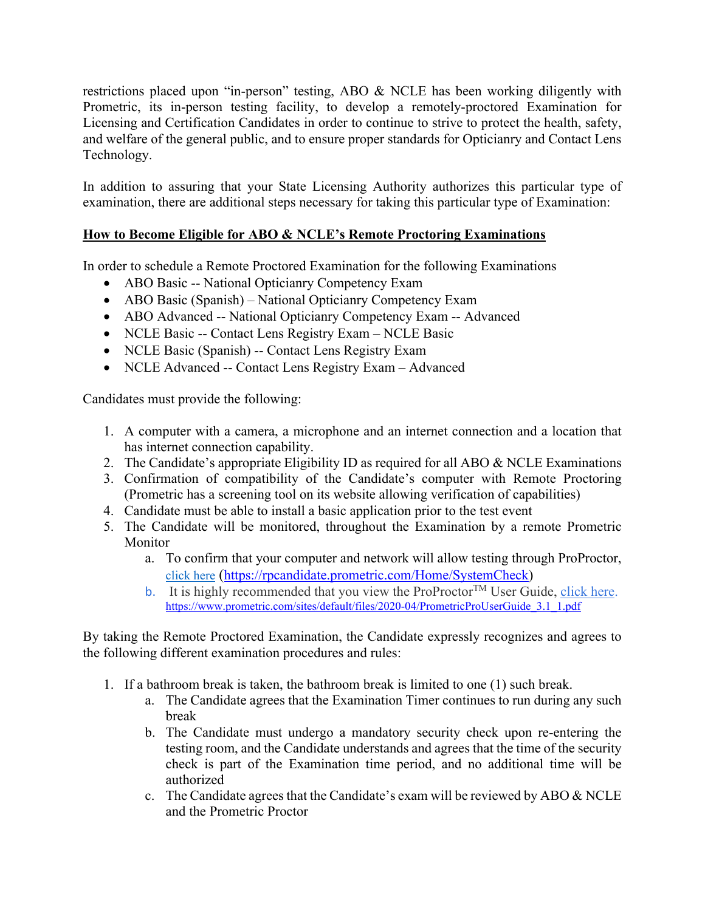restrictions placed upon "in-person" testing, ABO & NCLE has been working diligently with Prometric, its in-person testing facility, to develop a remotely-proctored Examination for Licensing and Certification Candidates in order to continue to strive to protect the health, safety, and welfare of the general public, and to ensure proper standards for Opticianry and Contact Lens Technology.

In addition to assuring that your State Licensing Authority authorizes this particular type of examination, there are additional steps necessary for taking this particular type of Examination:

**<u>How to Become Eligible for ABO & NCLE's Remote Proctoring Examinations</u>**

In order to schedule a Remote Proctored Examination for the following Examinations

- ABO Basic -- National Opticianry Competency Exam
- ABO Basic (Spanish) – National Opticianry Competency Exam
- ABO Advanced -- National Opticianry Competency Exam -- Advanced
- NCLE Basic -- Contact Lens Registry Exam – NCLE Basic
- NCLE Basic (Spanish) -- Contact Lens Registry Exam
- NCLE Advanced -- Contact Lens Registry Exam – Advanced

Candidates must provide the following:

1. A computer with a camera, a microphone and an internet connection and a location that has internet connection capability.
2. The Candidate's appropriate Eligibility ID as required for all ABO & NCLE Examinations
3. Confirmation of compatibility of the Candidate's computer with Remote Proctoring (Prometric has a screening tool on its website allowing verification of capabilities)
4. Candidate must be able to install a basic application prior to the test event
5. The Candidate will be monitored, throughout the Examination by a remote Prometric Monitor
   a. To confirm that your computer and network will allow testing through ProProctor, click here (https://rpcandidate.prometric.com/Home/SystemCheck)
   b. It is highly recommended that you view the ProProctor™ User Guide, click here. https://www.prometric.com/sites/default/files/2020-04/PrometricProUserGuide_3.1_1.pdf

By taking the Remote Proctored Examination, the Candidate expressly recognizes and agrees to the following different examination procedures and rules:

1. If a bathroom break is taken, the bathroom break is limited to one (1) such break.
   a. The Candidate agrees that the Examination Timer continues to run during any such break
   b. The Candidate must undergo a mandatory security check upon re-entering the testing room, and the Candidate understands and agrees that the time of the security check is part of the Examination time period, and no additional time will be authorized
   c. The Candidate agrees that the Candidate's exam will be reviewed by ABO & NCLE and the Prometric Proctor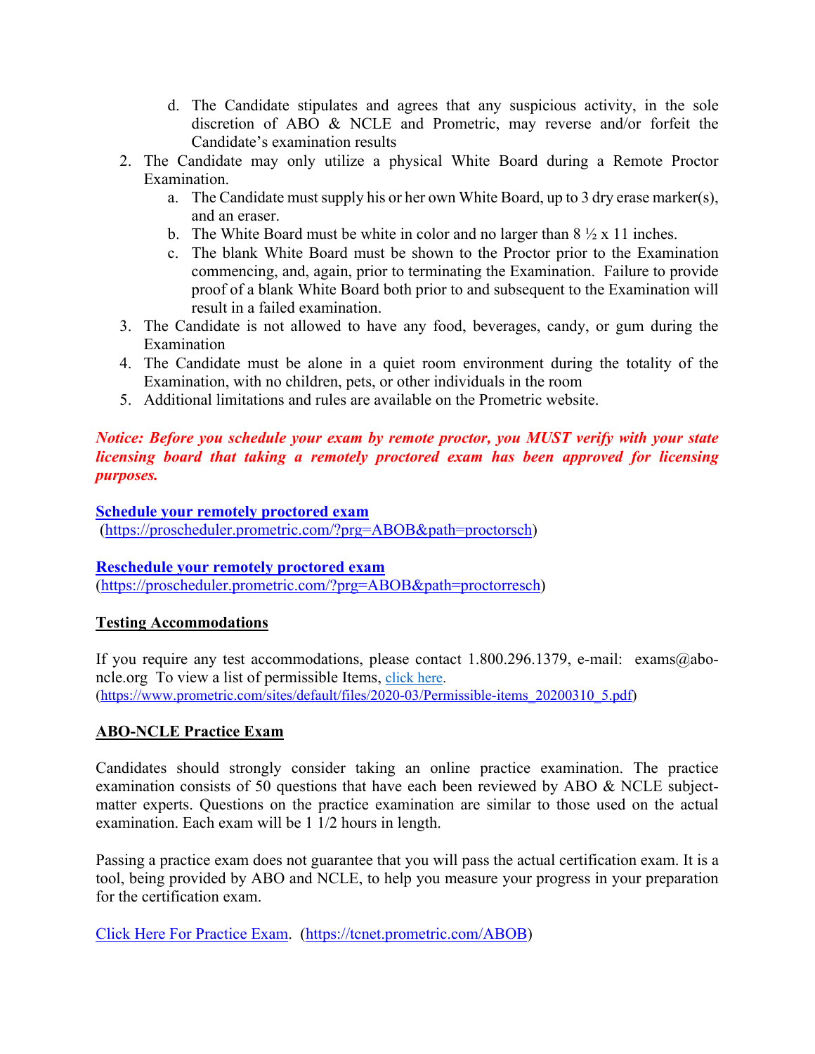d. The Candidate stipulates and agrees that any suspicious activity, in the sole discretion of ABO & NCLE and Prometric, may reverse and/or forfeit the Candidate's examination results

2. The Candidate may only utilize a physical White Board during a Remote Proctor Examination.
   a. The Candidate must supply his or her own White Board, up to 3 dry erase marker(s), and an eraser.
   b. The White Board must be white in color and no larger than 8 ½ x 11 inches.
   c. The blank White Board must be shown to the Proctor prior to the Examination commencing, and, again, prior to terminating the Examination. Failure to provide proof of a blank White Board both prior to and subsequent to the Examination will result in a failed examination.
3. The Candidate is not allowed to have any food, beverages, candy, or gum during the Examination
4. The Candidate must be alone in a quiet room environment during the totality of the Examination, with no children, pets, or other individuals in the room
5. Additional limitations and rules are available on the Prometric website.

***Notice: Before you schedule your exam by remote proctor, you MUST verify with your state licensing board that taking a remotely proctored exam has been approved for licensing purposes.***

**[Schedule your remotely proctored exam](https://proscheduler.prometric.com/?prg=ABOB&path=proctorsch)**
(https://proscheduler.prometric.com/?prg=ABOB&path=proctorsch)

**[Reschedule your remotely proctored exam](https://proscheduler.prometric.com/?prg=ABOB&path=proctorresch)**
(https://proscheduler.prometric.com/?prg=ABOB&path=proctorresch)

## Testing Accommodations

If you require any test accommodations, please contact 1.800.296.1379, e-mail: exams@abo-ncle.org To view a list of permissible Items, [click here](https://www.prometric.com/sites/default/files/2020-03/Permissible-items_20200310_5.pdf).
(https://www.prometric.com/sites/default/files/2020-03/Permissible-items_20200310_5.pdf)

## ABO-NCLE Practice Exam

Candidates should strongly consider taking an online practice examination. The practice examination consists of 50 questions that have each been reviewed by ABO & NCLE subject-matter experts. Questions on the practice examination are similar to those used on the actual examination. Each exam will be 1 1/2 hours in length.

Passing a practice exam does not guarantee that you will pass the actual certification exam. It is a tool, being provided by ABO and NCLE, to help you measure your progress in your preparation for the certification exam.

[Click Here For Practice Exam](https://tcnet.prometric.com/ABOB). (https://tcnet.prometric.com/ABOB)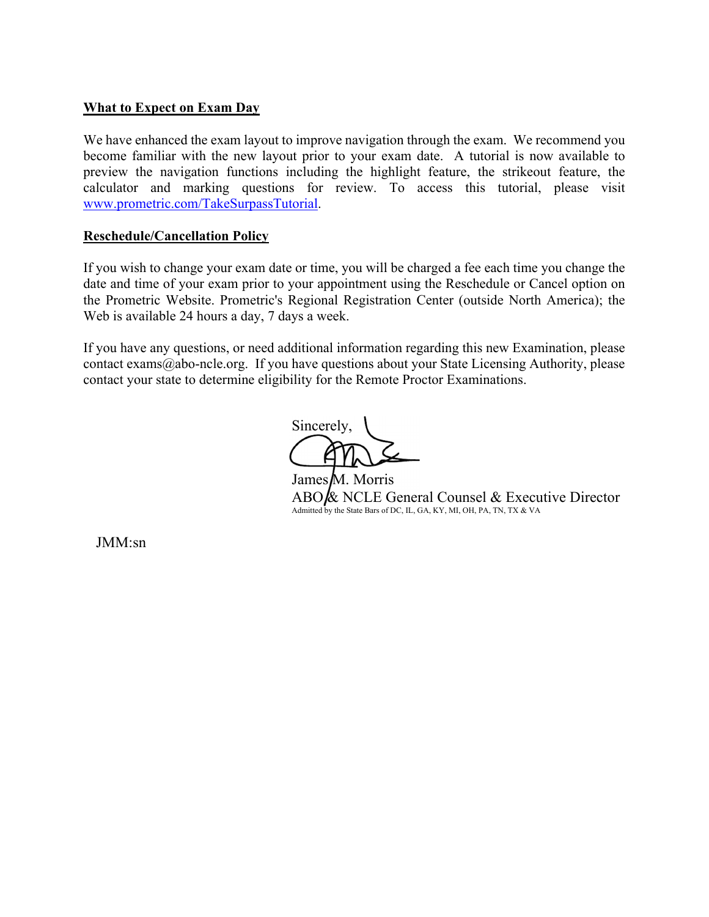**What to Expect on Exam Day**

We have enhanced the exam layout to improve navigation through the exam. We recommend you become familiar with the new layout prior to your exam date. A tutorial is now available to preview the navigation functions including the highlight feature, the strikeout feature, the calculator and marking questions for review. To access this tutorial, please visit [www.prometric.com/TakeSurpassTutorial](www.prometric.com/TakeSurpassTutorial).

**Reschedule/Cancellation Policy**

If you wish to change your exam date or time, you will be charged a fee each time you change the date and time of your exam prior to your appointment using the Reschedule or Cancel option on the Prometric Website. Prometric's Regional Registration Center (outside North America); the Web is available 24 hours a day, 7 days a week.

If you have any questions, or need additional information regarding this new Examination, please contact exams@abo-ncle.org. If you have questions about your State Licensing Authority, please contact your state to determine eligibility for the Remote Proctor Examinations.

Sincerely,

James M. Morris
ABO & NCLE General Counsel & Executive Director
Admitted by the State Bars of DC, IL, GA, KY, MI, OH, PA, TN, TX & VA

JMM:sn